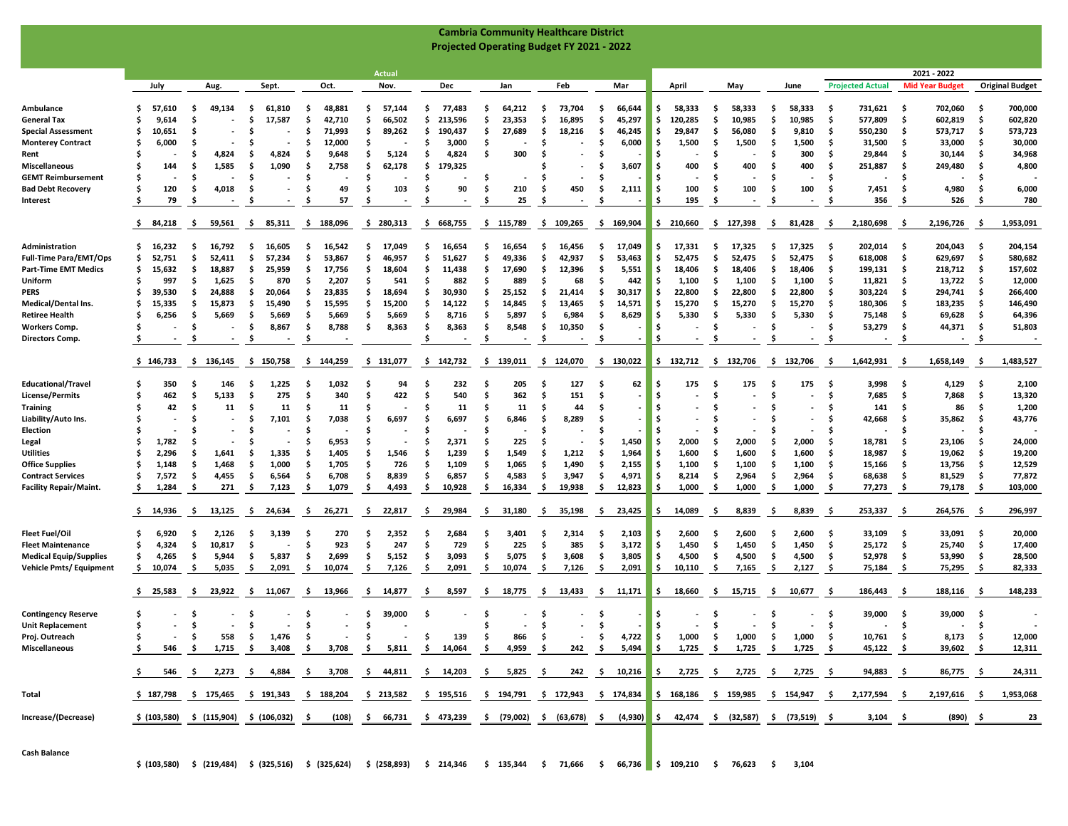# Cambria Community Healthcare District
## Projected Operating Budget FY 2021 - 2022

| | Actual | | | | | | | | | | | | | 2021 - 2022 | | |
|---|---|---|---|---|---|---|---|---|---|---|---|---|---|---|---|---|
| | July | Aug. | Sept. | Oct. | Nov. | Dec | Jan | Feb | Mar | April | May | June | Projected Actual | Mid Year Budget | Original Budget |
| Ambulance | $ 57,610 | $ 49,134 | $ 61,810 | $ 48,881 | $ 57,144 | $ 77,483 | $ 64,212 | $ 73,704 | $ 66,644 | $ 58,333 | $ 58,333 | $ 58,333 | $ 731,621 | $ 702,060 | $ 700,000 |
| General Tax | $ 9,614 | $ - | $ 17,587 | $ 42,710 | $ 66,502 | $ 213,596 | $ 23,353 | $ 16,895 | $ 45,297 | $ 120,285 | $ 10,985 | $ 10,985 | $ 577,809 | $ 602,819 | $ 602,820 |
| Special Assessment | $ 10,651 | $ - | $ - | $ 71,993 | $ 89,262 | $ 190,437 | $ 27,689 | $ 18,216 | $ 46,245 | $ 29,847 | $ 56,080 | $ 9,810 | $ 550,230 | $ 573,717 | $ 573,723 |
| Monterey Contract | $ 6,000 | $ - | $ - | $ 12,000 | $ - | $ 3,000 | $ - | $ - | $ 6,000 | $ 1,500 | $ 1,500 | $ 1,500 | $ 31,500 | $ 33,000 | $ 30,000 |
| Rent | $ - | $ 4,824 | $ 4,824 | $ 9,648 | $ 5,124 | $ 4,824 | $ 300 | $ - | $ - | $ - | $ - | $ 300 | $ 29,844 | $ 30,144 | $ 34,968 |
| Miscellaneous | $ 144 | $ 1,585 | $ 1,090 | $ 2,758 | $ 62,178 | $ 179,325 | | $ - | $ 3,607 | $ 400 | $ 400 | $ 400 | $ 251,887 | $ 249,480 | $ 4,800 |
| GEMT Reimbursement | $ - | $ - | $ - | $ - | $ - | $ - | $ - | $ - | $ - | $ - | $ - | $ - | $ - | $ - | $ - |
| Bad Debt Recovery | $ 120 | $ 4,018 | $ - | $ 49 | $ 103 | $ 90 | $ 210 | $ 450 | $ 2,111 | $ 100 | $ 100 | $ 100 | $ 7,451 | $ 4,980 | $ 6,000 |
| Interest | $ 79 | $ - | $ - | $ 57 | $ - | $ - | $ 25 | $ - | $ - | $ 195 | $ - | $ - | $ 356 | $ 526 | $ 780 |
| | $ 84,218 | $ 59,561 | $ 85,311 | $ 188,096 | $ 280,313 | $ 668,755 | $ 115,789 | $ 109,265 | $ 169,904 | $ 210,660 | $ 127,398 | $ 81,428 | $ 2,180,698 | $ 2,196,726 | $ 1,953,091 |
| Administration | $ 16,232 | $ 16,792 | $ 16,605 | $ 16,542 | $ 17,049 | $ 16,654 | $ 16,654 | $ 16,456 | $ 17,049 | $ 17,331 | $ 17,325 | $ 17,325 | $ 202,014 | $ 204,043 | $ 204,154 |
| Full-Time Para/EMT/Ops | $ 52,751 | $ 52,411 | $ 57,234 | $ 53,867 | $ 46,957 | $ 51,627 | $ 49,336 | $ 42,937 | $ 53,463 | $ 52,475 | $ 52,475 | $ 52,475 | $ 618,008 | $ 629,697 | $ 580,682 |
| Part-Time EMT Medics | $ 15,632 | $ 18,887 | $ 25,959 | $ 17,756 | $ 18,604 | $ 11,438 | $ 17,690 | $ 12,396 | $ 5,551 | $ 18,406 | $ 18,406 | $ 18,406 | $ 199,131 | $ 218,712 | $ 157,602 |
| Uniform | $ 997 | $ 1,625 | $ 870 | $ 2,207 | $ 541 | $ 882 | $ 889 | $ 68 | $ 442 | $ 1,100 | $ 1,100 | $ 1,100 | $ 11,821 | $ 13,722 | $ 12,000 |
| PERS | $ 39,530 | $ 24,888 | $ 20,064 | $ 23,835 | $ 18,694 | $ 30,930 | $ 25,152 | $ 21,414 | $ 30,317 | $ 22,800 | $ 22,800 | $ 22,800 | $ 303,224 | $ 294,741 | $ 266,400 |
| Medical/Dental Ins. | $ 15,335 | $ 15,873 | $ 15,490 | $ 15,595 | $ 15,200 | $ 14,122 | $ 14,845 | $ 13,465 | $ 14,571 | $ 15,270 | $ 15,270 | $ 15,270 | $ 180,306 | $ 183,235 | $ 146,490 |
| Retiree Health | $ 6,256 | $ 5,669 | $ 5,669 | $ 5,669 | $ 5,669 | $ 8,716 | $ 5,897 | $ 6,984 | $ 8,629 | $ 5,330 | $ 5,330 | $ 5,330 | $ 75,148 | $ 69,628 | $ 64,396 |
| Workers Comp. | $ - | $ - | $ 8,867 | $ 8,788 | $ 8,363 | $ 8,363 | $ 8,548 | $ 10,350 | $ - | $ - | $ - | $ - | $ 53,279 | $ 44,371 | $ 51,803 |
| Directors Comp. | $ - | $ - | $ - | $ - | | $ - | $ - | $ - | $ - | $ - | $ - | $ - | $ - | $ - | $ - |
| | $ 146,733 | $ 136,145 | $ 150,758 | $ 144,259 | $ 131,077 | $ 142,732 | $ 139,011 | $ 124,070 | $ 130,022 | $ 132,712 | $ 132,706 | $ 132,706 | $ 1,642,931 | $ 1,658,149 | $ 1,483,527 |
| Educational/Travel | $ 350 | $ 146 | $ 1,225 | $ 1,032 | $ 94 | $ 232 | $ 205 | $ 127 | $ 62 | $ 175 | $ 175 | $ 175 | $ 3,998 | $ 4,129 | $ 2,100 |
| License/Permits | $ 462 | $ 5,133 | $ 275 | $ 340 | $ 422 | $ 540 | $ 362 | $ 151 | $ - | $ - | $ - | $ - | $ 7,685 | $ 7,868 | $ 13,320 |
| Training | $ 42 | $ 11 | $ 11 | $ 11 | $ - | $ 11 | $ 11 | $ 44 | $ - | $ - | $ - | $ - | $ 141 | $ 86 | $ 1,200 |
| Liability/Auto Ins. | $ - | $ - | $ 7,101 | $ 7,038 | $ 6,697 | $ 6,697 | $ 6,846 | $ 8,289 | $ - | $ - | $ - | $ - | $ 42,668 | $ 35,862 | $ 43,776 |
| Election | $ - | $ - | $ - | $ - | $ - | $ - | $ - | $ - | $ - | $ - | $ - | $ - | $ - | $ - | $ - |
| Legal | $ 1,782 | $ - | $ - | $ 6,953 | $ - | $ 2,371 | $ 225 | $ - | $ 1,450 | $ 2,000 | $ 2,000 | $ 2,000 | $ 18,781 | $ 23,106 | $ 24,000 |
| Utilities | $ 2,296 | $ 1,641 | $ 1,335 | $ 1,405 | $ 1,546 | $ 1,239 | $ 1,549 | $ 1,212 | $ 1,964 | $ 1,600 | $ 1,600 | $ 1,600 | $ 18,987 | $ 19,062 | $ 19,200 |
| Office Supplies | $ 1,148 | $ 1,468 | $ 1,000 | $ 1,705 | $ 726 | $ 1,109 | $ 1,065 | $ 1,490 | $ 2,155 | $ 1,100 | $ 1,100 | $ 1,100 | $ 15,166 | $ 13,756 | $ 12,529 |
| Contract Services | $ 7,572 | $ 4,455 | $ 6,564 | $ 6,708 | $ 8,839 | $ 6,857 | $ 4,583 | $ 3,947 | $ 4,971 | $ 8,214 | $ 2,964 | $ 2,964 | $ 68,638 | $ 81,529 | $ 77,872 |
| Facility Repair/Maint. | $ 1,284 | $ 271 | $ 7,123 | $ 1,079 | $ 4,493 | $ 10,928 | $ 16,334 | $ 19,938 | $ 12,823 | $ 1,000 | $ 1,000 | $ 1,000 | $ 77,273 | $ 79,178 | $ 103,000 |
| | $ 14,936 | $ 13,125 | $ 24,634 | $ 26,271 | $ 22,817 | $ 29,984 | $ 31,180 | $ 35,198 | $ 23,425 | $ 14,089 | $ 8,839 | $ 8,839 | $ 253,337 | $ 264,576 | $ 296,997 |
| Fleet Fuel/Oil | $ 6,920 | $ 2,126 | $ 3,139 | $ 270 | $ 2,352 | $ 2,684 | $ 3,401 | $ 2,314 | $ 2,103 | $ 2,600 | $ 2,600 | $ 2,600 | $ 33,109 | $ 33,091 | $ 20,000 |
| Fleet Maintenance | $ 4,324 | $ 10,817 | $ - | $ 923 | $ 247 | $ 729 | $ 225 | $ 385 | $ 3,172 | $ 1,450 | $ 1,450 | $ 1,450 | $ 25,172 | $ 25,740 | $ 17,400 |
| Medical Equip/Supplies | $ 4,265 | $ 5,944 | $ 5,837 | $ 2,699 | $ 5,152 | $ 3,093 | $ 5,075 | $ 3,608 | $ 3,805 | $ 4,500 | $ 4,500 | $ 4,500 | $ 52,978 | $ 53,990 | $ 28,500 |
| Vehicle Pmts/ Equipment | $ 10,074 | $ 5,035 | $ 2,091 | $ 10,074 | $ 7,126 | $ 2,091 | $ 10,074 | $ 7,126 | $ 2,091 | $ 10,110 | $ 7,165 | $ 2,127 | $ 75,184 | $ 75,295 | $ 82,333 |
| | $ 25,583 | $ 23,922 | $ 11,067 | $ 13,966 | $ 14,877 | $ 8,597 | $ 18,775 | $ 13,433 | $ 11,171 | $ 18,660 | $ 15,715 | $ 10,677 | $ 186,443 | $ 188,116 | $ 148,233 |
| Contingency Reserve | $ - | $ - | $ - | $ - | $ 39,000 | $ - | $ - | $ - | $ - | $ - | $ - | $ - | $ 39,000 | $ 39,000 | $ - |
| Unit Replacement | $ - | $ - | $ - | $ - | $ - | | $ - | $ - | $ - | $ - | $ - | $ - | $ - | $ - | $ - |
| Proj. Outreach | $ - | $ 558 | $ 1,476 | $ - | $ - | $ 139 | $ 866 | $ - | $ 4,722 | $ 1,000 | $ 1,000 | $ 1,000 | $ 10,761 | $ 8,173 | $ 12,000 |
| Miscellaneous | $ 546 | $ 1,715 | $ 3,408 | $ 3,708 | $ 5,811 | $ 14,064 | $ 4,959 | $ 242 | $ 5,494 | $ 1,725 | $ 1,725 | $ 1,725 | $ 45,122 | $ 39,602 | $ 12,311 |
| | $ 546 | $ 2,273 | $ 4,884 | $ 3,708 | $ 44,811 | $ 14,203 | $ 5,825 | $ 242 | $ 10,216 | $ 2,725 | $ 2,725 | $ 2,725 | $ 94,883 | $ 86,775 | $ 24,311 |
| Total | $ 187,798 | $ 175,465 | $ 191,343 | $ 188,204 | $ 213,582 | $ 195,516 | $ 194,791 | $ 172,943 | $ 174,834 | $ 168,186 | $ 159,985 | $ 154,947 | $ 2,177,594 | $ 2,197,616 | $ 1,953,068 |
| Increase/(Decrease) | $ (103,580) | $ (115,904) | $ (106,032) | $ (108) | $ 66,731 | $ 473,239 | $ (79,002) | $ (63,678) | $ (4,930) | $ 42,474 | $ (32,587) | $ (73,519) | $ 3,104 | $ (890) | $ 23 |
| Cash Balance | $ (103,580) | $ (219,484) | $ (325,516) | $ (325,624) | $ (258,893) | $ 214,346 | $ 135,344 | $ 71,666 | $ 66,736 | $ 109,210 | $ 76,623 | $ 3,104 | | | |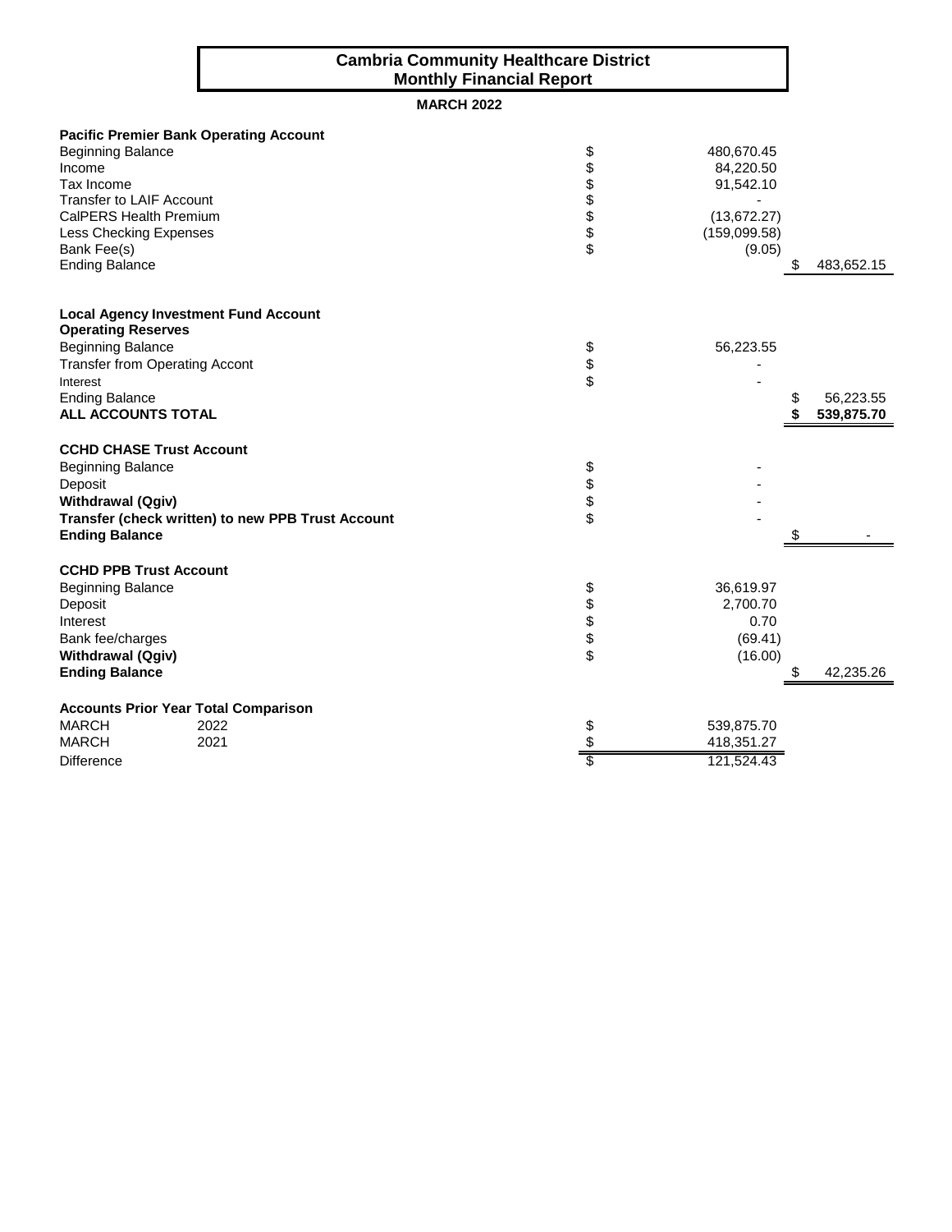# Cambria Community Healthcare District
## Monthly Financial Report

**MARCH 2022**

| | | | |
|---|---|---|---|
| **Pacific Premier Bank Operating Account** | | | |
| Beginning Balance | $ | 480,670.45 | |
| Income | $ | 84,220.50 | |
| Tax Income | $ | 91,542.10 | |
| Transfer to LAIF Account | $ | - | |
| CalPERS Health Premium | $ | (13,672.27) | |
| Less Checking Expenses | $ | (159,099.58) | |
| Bank Fee(s) | $ | (9.05) | |
| Ending Balance | | | $ 483,652.15 |
| | | | |
| **Local Agency Investment Fund Account** | | | |
| **Operating Reserves** | | | |
| Beginning Balance | $ | 56,223.55 | |
| Transfer from Operating Accont | $ | - | |
| Interest | $ | - | |
| Ending Balance | | | $ 56,223.55 |
| **ALL ACCOUNTS TOTAL** | | | **$ 539,875.70** |
| | | | |
| **CCHD CHASE Trust Account** | | | |
| Beginning Balance | $ | - | |
| Deposit | $ | - | |
| **Withdrawal (Qgiv)** | $ | - | |
| **Transfer (check written) to new PPB Trust Account** | $ | - | |
| **Ending Balance** | | | $ - |
| | | | |
| **CCHD PPB Trust Account** | | | |
| Beginning Balance | $ | 36,619.97 | |
| Deposit | $ | 2,700.70 | |
| Interest | $ | 0.70 | |
| Bank fee/charges | $ | (69.41) | |
| **Withdrawal (Qgiv)** | $ | (16.00) | |
| **Ending Balance** | | | $ 42,235.26 |

**Accounts Prior Year Total Comparison**

| | | | |
|---|---|---|---|
| MARCH | 2022 | $ | 539,875.70 |
| MARCH | 2021 | $ | 418,351.27 |
| Difference | | $ | 121,524.43 |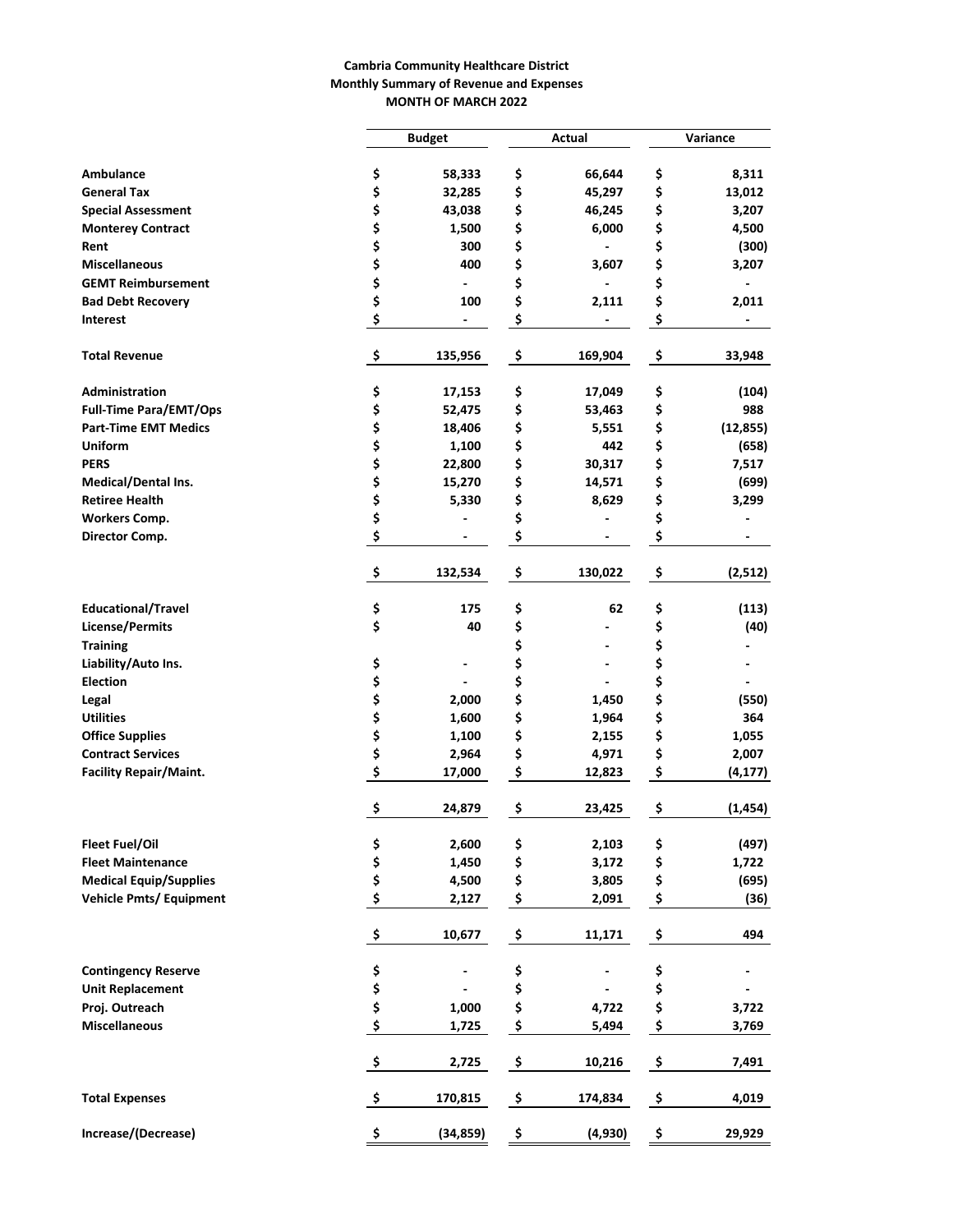**Cambria Community Healthcare District**
**Monthly Summary of Revenue and Expenses**
**MONTH OF MARCH 2022**

| | Budget | Actual | Variance |
|---|---|---|---|
| **Ambulance** | $ 58,333 | $ 66,644 | $ 8,311 |
| **General Tax** | $ 32,285 | $ 45,297 | $ 13,012 |
| **Special Assessment** | $ 43,038 | $ 46,245 | $ 3,207 |
| **Monterey Contract** | $ 1,500 | $ 6,000 | $ 4,500 |
| **Rent** | $ 300 | $ - | $ (300) |
| **Miscellaneous** | $ 400 | $ 3,607 | $ 3,207 |
| **GEMT Reimbursement** | $ - | $ - | $ - |
| **Bad Debt Recovery** | $ 100 | $ 2,111 | $ 2,011 |
| **Interest** | $ - | $ - | $ - |
| **Total Revenue** | $ 135,956 | $ 169,904 | $ 33,948 |
| **Administration** | $ 17,153 | $ 17,049 | $ (104) |
| **Full-Time Para/EMT/Ops** | $ 52,475 | $ 53,463 | $ 988 |
| **Part-Time EMT Medics** | $ 18,406 | $ 5,551 | $ (12,855) |
| **Uniform** | $ 1,100 | $ 442 | $ (658) |
| **PERS** | $ 22,800 | $ 30,317 | $ 7,517 |
| **Medical/Dental Ins.** | $ 15,270 | $ 14,571 | $ (699) |
| **Retiree Health** | $ 5,330 | $ 8,629 | $ 3,299 |
| **Workers Comp.** | $ - | $ - | $ - |
| **Director Comp.** | $ - | $ - | $ - |
| | $ 132,534 | $ 130,022 | $ (2,512) |
| **Educational/Travel** | $ 175 | $ 62 | $ (113) |
| **License/Permits** | $ 40 | $ - | $ (40) |
| **Training** | | $ - | $ - |
| **Liability/Auto Ins.** | $ - | $ - | $ - |
| **Election** | $ - | $ - | $ - |
| **Legal** | $ 2,000 | $ 1,450 | $ (550) |
| **Utilities** | $ 1,600 | $ 1,964 | $ 364 |
| **Office Supplies** | $ 1,100 | $ 2,155 | $ 1,055 |
| **Contract Services** | $ 2,964 | $ 4,971 | $ 2,007 |
| **Facility Repair/Maint.** | $ 17,000 | $ 12,823 | $ (4,177) |
| | $ 24,879 | $ 23,425 | $ (1,454) |
| **Fleet Fuel/Oil** | $ 2,600 | $ 2,103 | $ (497) |
| **Fleet Maintenance** | $ 1,450 | $ 3,172 | $ 1,722 |
| **Medical Equip/Supplies** | $ 4,500 | $ 3,805 | $ (695) |
| **Vehicle Pmts/ Equipment** | $ 2,127 | $ 2,091 | $ (36) |
| | $ 10,677 | $ 11,171 | $ 494 |
| **Contingency Reserve** | $ - | $ - | $ - |
| **Unit Replacement** | $ - | $ - | $ - |
| **Proj. Outreach** | $ 1,000 | $ 4,722 | $ 3,722 |
| **Miscellaneous** | $ 1,725 | $ 5,494 | $ 3,769 |
| | $ 2,725 | $ 10,216 | $ 7,491 |
| **Total Expenses** | $ 170,815 | $ 174,834 | $ 4,019 |
| **Increase/(Decrease)** | $ (34,859) | $ (4,930) | $ 29,929 |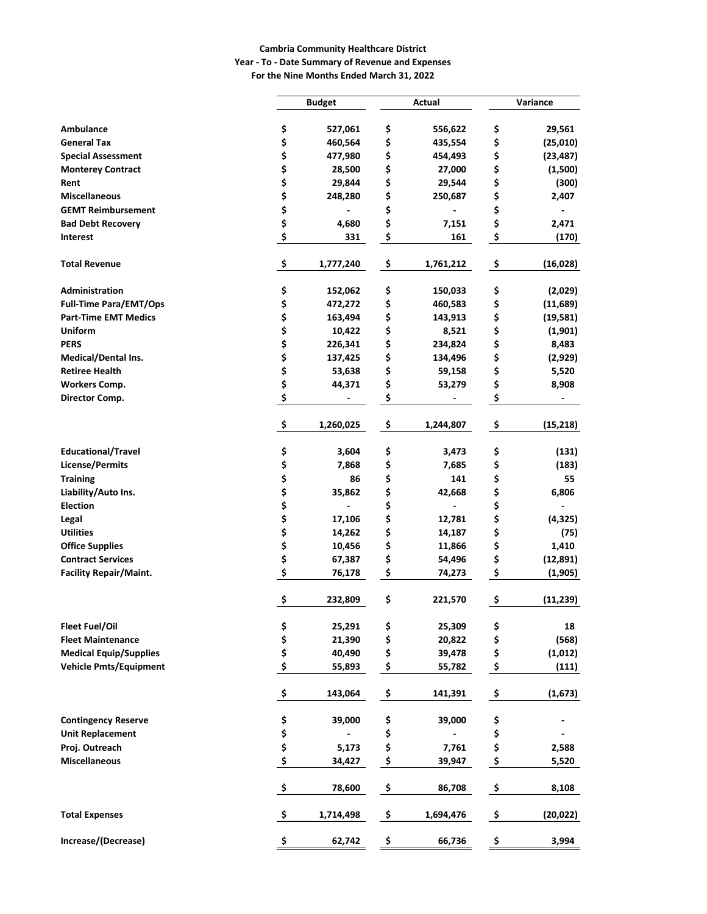**Cambria Community Healthcare District**
**Year - To - Date Summary of Revenue and Expenses**
**For the Nine Months Ended March 31, 2022**

| | Budget | Actual | Variance |
|---|---|---|---|
| **Ambulance** | $ 527,061 | $ 556,622 | $ 29,561 |
| **General Tax** | $ 460,564 | $ 435,554 | $ (25,010) |
| **Special Assessment** | $ 477,980 | $ 454,493 | $ (23,487) |
| **Monterey Contract** | $ 28,500 | $ 27,000 | $ (1,500) |
| **Rent** | $ 29,844 | $ 29,544 | $ (300) |
| **Miscellaneous** | $ 248,280 | $ 250,687 | $ 2,407 |
| **GEMT Reimbursement** | $ - | $ - | $ - |
| **Bad Debt Recovery** | $ 4,680 | $ 7,151 | $ 2,471 |
| **Interest** | $ 331 | $ 161 | $ (170) |
| **Total Revenue** | **$ 1,777,240** | **$ 1,761,212** | **$ (16,028)** |
| **Administration** | $ 152,062 | $ 150,033 | $ (2,029) |
| **Full-Time Para/EMT/Ops** | $ 472,272 | $ 460,583 | $ (11,689) |
| **Part-Time EMT Medics** | $ 163,494 | $ 143,913 | $ (19,581) |
| **Uniform** | $ 10,422 | $ 8,521 | $ (1,901) |
| **PERS** | $ 226,341 | $ 234,824 | $ 8,483 |
| **Medical/Dental Ins.** | $ 137,425 | $ 134,496 | $ (2,929) |
| **Retiree Health** | $ 53,638 | $ 59,158 | $ 5,520 |
| **Workers Comp.** | $ 44,371 | $ 53,279 | $ 8,908 |
| **Director Comp.** | $ - | $ - | $ - |
| | **$ 1,260,025** | **$ 1,244,807** | **$ (15,218)** |
| **Educational/Travel** | $ 3,604 | $ 3,473 | $ (131) |
| **License/Permits** | $ 7,868 | $ 7,685 | $ (183) |
| **Training** | $ 86 | $ 141 | $ 55 |
| **Liability/Auto Ins.** | $ 35,862 | $ 42,668 | $ 6,806 |
| **Election** | $ - | $ - | $ - |
| **Legal** | $ 17,106 | $ 12,781 | $ (4,325) |
| **Utilities** | $ 14,262 | $ 14,187 | $ (75) |
| **Office Supplies** | $ 10,456 | $ 11,866 | $ 1,410 |
| **Contract Services** | $ 67,387 | $ 54,496 | $ (12,891) |
| **Facility Repair/Maint.** | $ 76,178 | $ 74,273 | $ (1,905) |
| | **$ 232,809** | **$ 221,570** | **$ (11,239)** |
| **Fleet Fuel/Oil** | $ 25,291 | $ 25,309 | $ 18 |
| **Fleet Maintenance** | $ 21,390 | $ 20,822 | $ (568) |
| **Medical Equip/Supplies** | $ 40,490 | $ 39,478 | $ (1,012) |
| **Vehicle Pmts/Equipment** | $ 55,893 | $ 55,782 | $ (111) |
| | **$ 143,064** | **$ 141,391** | **$ (1,673)** |
| **Contingency Reserve** | $ 39,000 | $ 39,000 | $ - |
| **Unit Replacement** | $ - | $ - | $ - |
| **Proj. Outreach** | $ 5,173 | $ 7,761 | $ 2,588 |
| **Miscellaneous** | $ 34,427 | $ 39,947 | $ 5,520 |
| | **$ 78,600** | **$ 86,708** | **$ 8,108** |
| **Total Expenses** | **$ 1,714,498** | **$ 1,694,476** | **$ (20,022)** |
| **Increase/(Decrease)** | **$ 62,742** | **$ 66,736** | **$ 3,994** |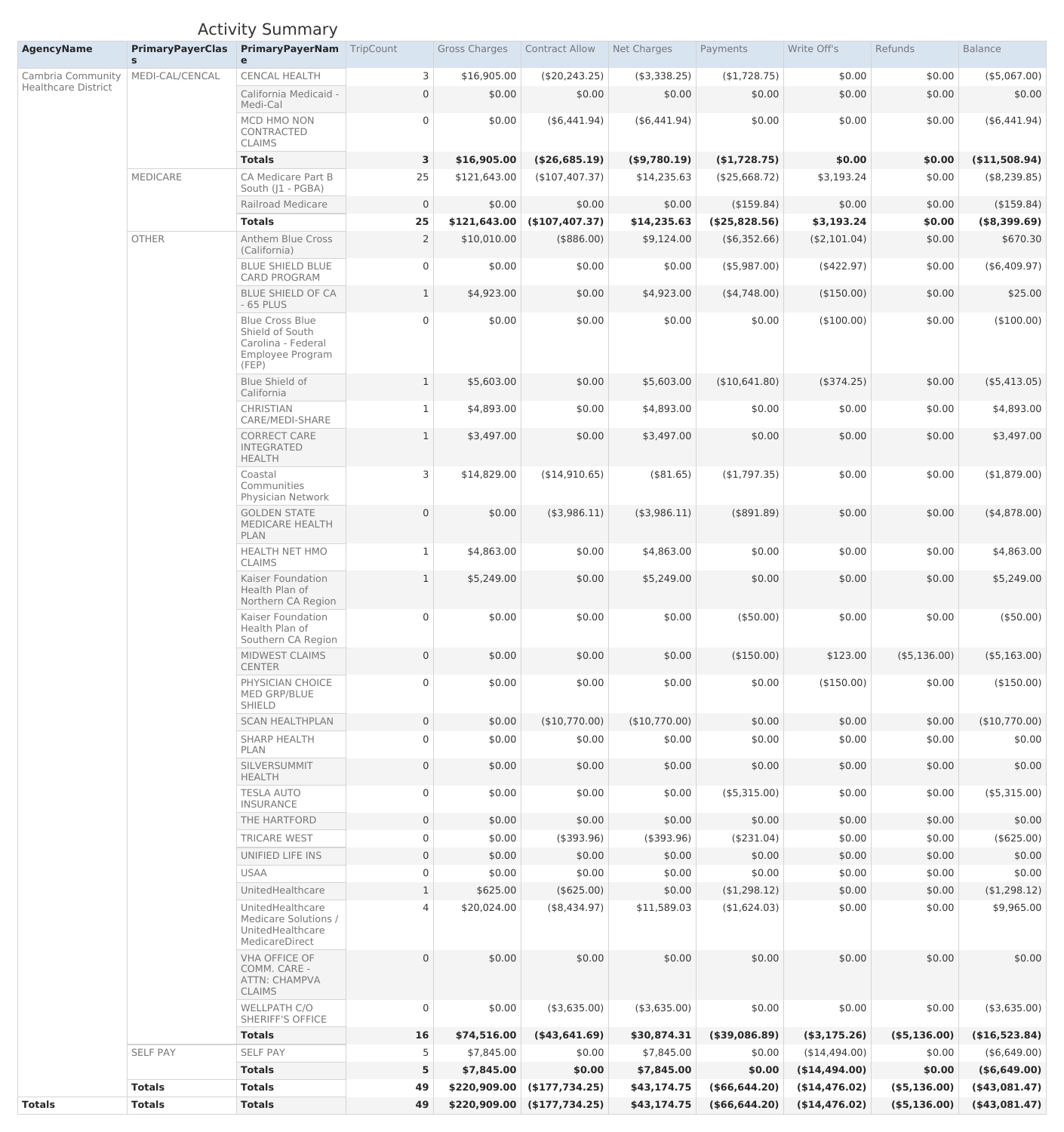# Activity Summary

| AgencyName | PrimaryPayerClass | PrimaryPayerName | TripCount | Gross Charges | Contract Allow | Net Charges | Payments | Write Off's | Refunds | Balance |
|---|---|---|---|---|---|---|---|---|---|---|
| Cambria Community Healthcare District | MEDI-CAL/CENCAL | CENCAL HEALTH | 3 | $16,905.00 | ($20,243.25) | ($3,338.25) | ($1,728.75) | $0.00 | $0.00 | ($5,067.00) |
| | | California Medicaid - Medi-Cal | 0 | $0.00 | $0.00 | $0.00 | $0.00 | $0.00 | $0.00 | $0.00 |
| | | MCD HMO NON CONTRACTED CLAIMS | 0 | $0.00 | ($6,441.94) | ($6,441.94) | $0.00 | $0.00 | $0.00 | ($6,441.94) |
| | | **Totals** | **3** | **$16,905.00** | **($26,685.19)** | **($9,780.19)** | **($1,728.75)** | **$0.00** | **$0.00** | **($11,508.94)** |
| | MEDICARE | CA Medicare Part B South (J1 - PGBA) | 25 | $121,643.00 | ($107,407.37) | $14,235.63 | ($25,668.72) | $3,193.24 | $0.00 | ($8,239.85) |
| | | Railroad Medicare | 0 | $0.00 | $0.00 | $0.00 | ($159.84) | $0.00 | $0.00 | ($159.84) |
| | | **Totals** | **25** | **$121,643.00** | **($107,407.37)** | **$14,235.63** | **($25,828.56)** | **$3,193.24** | **$0.00** | **($8,399.69)** |
| | OTHER | Anthem Blue Cross (California) | 2 | $10,010.00 | ($886.00) | $9,124.00 | ($6,352.66) | ($2,101.04) | $0.00 | $670.30 |
| | | BLUE SHIELD BLUE CARD PROGRAM | 0 | $0.00 | $0.00 | $0.00 | ($5,987.00) | ($422.97) | $0.00 | ($6,409.97) |
| | | BLUE SHIELD OF CA - 65 PLUS | 1 | $4,923.00 | $0.00 | $4,923.00 | ($4,748.00) | ($150.00) | $0.00 | $25.00 |
| | | Blue Cross Blue Shield of South Carolina - Federal Employee Program (FEP) | 0 | $0.00 | $0.00 | $0.00 | $0.00 | ($100.00) | $0.00 | ($100.00) |
| | | Blue Shield of California | 1 | $5,603.00 | $0.00 | $5,603.00 | ($10,641.80) | ($374.25) | $0.00 | ($5,413.05) |
| | | CHRISTIAN CARE/MEDI-SHARE | 1 | $4,893.00 | $0.00 | $4,893.00 | $0.00 | $0.00 | $0.00 | $4,893.00 |
| | | CORRECT CARE INTEGRATED HEALTH | 1 | $3,497.00 | $0.00 | $3,497.00 | $0.00 | $0.00 | $0.00 | $3,497.00 |
| | | Coastal Communities Physician Network | 3 | $14,829.00 | ($14,910.65) | ($81.65) | ($1,797.35) | $0.00 | $0.00 | ($1,879.00) |
| | | GOLDEN STATE MEDICARE HEALTH PLAN | 0 | $0.00 | ($3,986.11) | ($3,986.11) | ($891.89) | $0.00 | $0.00 | ($4,878.00) |
| | | HEALTH NET HMO CLAIMS | 1 | $4,863.00 | $0.00 | $4,863.00 | $0.00 | $0.00 | $0.00 | $4,863.00 |
| | | Kaiser Foundation Health Plan of Northern CA Region | 1 | $5,249.00 | $0.00 | $5,249.00 | $0.00 | $0.00 | $0.00 | $5,249.00 |
| | | Kaiser Foundation Health Plan of Southern CA Region | 0 | $0.00 | $0.00 | $0.00 | ($50.00) | $0.00 | $0.00 | ($50.00) |
| | | MIDWEST CLAIMS CENTER | 0 | $0.00 | $0.00 | $0.00 | ($150.00) | $123.00 | ($5,136.00) | ($5,163.00) |
| | | PHYSICIAN CHOICE MED GRP/BLUE SHIELD | 0 | $0.00 | $0.00 | $0.00 | $0.00 | ($150.00) | $0.00 | ($150.00) |
| | | SCAN HEALTHPLAN | 0 | $0.00 | ($10,770.00) | ($10,770.00) | $0.00 | $0.00 | $0.00 | ($10,770.00) |
| | | SHARP HEALTH PLAN | 0 | $0.00 | $0.00 | $0.00 | $0.00 | $0.00 | $0.00 | $0.00 |
| | | SILVERSUMMIT HEALTH | 0 | $0.00 | $0.00 | $0.00 | $0.00 | $0.00 | $0.00 | $0.00 |
| | | TESLA AUTO INSURANCE | 0 | $0.00 | $0.00 | $0.00 | ($5,315.00) | $0.00 | $0.00 | ($5,315.00) |
| | | THE HARTFORD | 0 | $0.00 | $0.00 | $0.00 | $0.00 | $0.00 | $0.00 | $0.00 |
| | | TRICARE WEST | 0 | $0.00 | ($393.96) | ($393.96) | ($231.04) | $0.00 | $0.00 | ($625.00) |
| | | UNIFIED LIFE INS | 0 | $0.00 | $0.00 | $0.00 | $0.00 | $0.00 | $0.00 | $0.00 |
| | | USAA | 0 | $0.00 | $0.00 | $0.00 | $0.00 | $0.00 | $0.00 | $0.00 |
| | | UnitedHealthcare | 1 | $625.00 | ($625.00) | $0.00 | ($1,298.12) | $0.00 | $0.00 | ($1,298.12) |
| | | UnitedHealthcare Medicare Solutions / UnitedHealthcare MedicareDirect | 4 | $20,024.00 | ($8,434.97) | $11,589.03 | ($1,624.03) | $0.00 | $0.00 | $9,965.00 |
| | | VHA OFFICE OF COMM. CARE - ATTN: CHAMPVA CLAIMS | 0 | $0.00 | $0.00 | $0.00 | $0.00 | $0.00 | $0.00 | $0.00 |
| | | WELLPATH C/O SHERIFF'S OFFICE | 0 | $0.00 | ($3,635.00) | ($3,635.00) | $0.00 | $0.00 | $0.00 | ($3,635.00) |
| | | **Totals** | **16** | **$74,516.00** | **($43,641.69)** | **$30,874.31** | **($39,086.89)** | **($3,175.26)** | **($5,136.00)** | **($16,523.84)** |
| | SELF PAY | SELF PAY | 5 | $7,845.00 | $0.00 | $7,845.00 | $0.00 | ($14,494.00) | $0.00 | ($6,649.00) |
| | | **Totals** | **5** | **$7,845.00** | **$0.00** | **$7,845.00** | **$0.00** | **($14,494.00)** | **$0.00** | **($6,649.00)** |
| | **Totals** | **Totals** | **49** | **$220,909.00** | **($177,734.25)** | **$43,174.75** | **($66,644.20)** | **($14,476.02)** | **($5,136.00)** | **($43,081.47)** |
| **Totals** | **Totals** | **Totals** | **49** | **$220,909.00** | **($177,734.25)** | **$43,174.75** | **($66,644.20)** | **($14,476.02)** | **($5,136.00)** | **($43,081.47)** |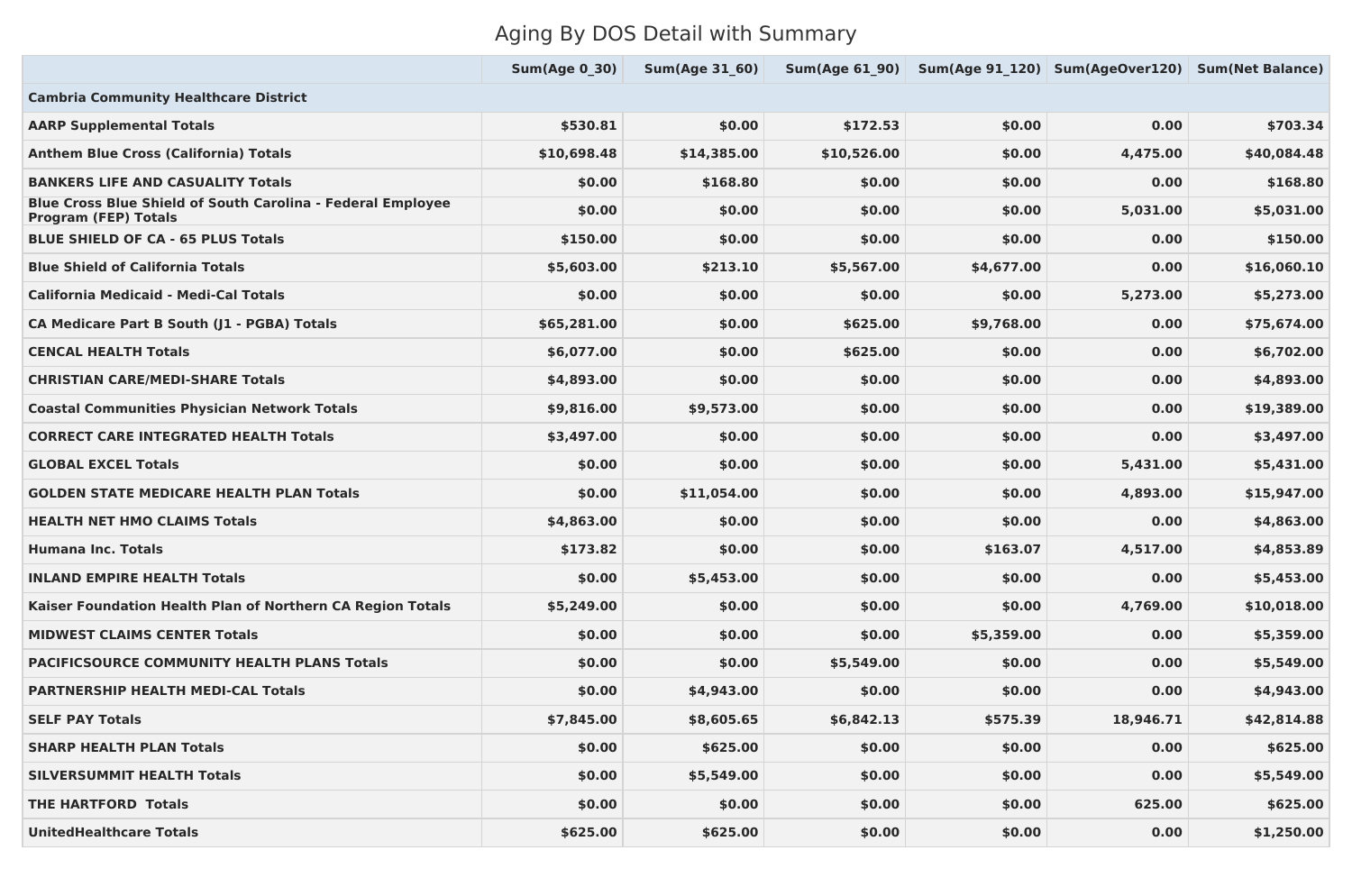# Aging By DOS Detail with Summary

| | Sum(Age 0_30) | Sum(Age 31_60) | Sum(Age 61_90) | Sum(Age 91_120) | Sum(AgeOver120) | Sum(Net Balance) |
|---|---|---|---|---|---|---|
| **Cambria Community Healthcare District** | | | | | | |
| **AARP Supplemental Totals** | **$530.81** | **$0.00** | **$172.53** | **$0.00** | **0.00** | **$703.34** |
| **Anthem Blue Cross (California) Totals** | **$10,698.48** | **$14,385.00** | **$10,526.00** | **$0.00** | **4,475.00** | **$40,084.48** |
| **BANKERS LIFE AND CASUALITY Totals** | **$0.00** | **$168.80** | **$0.00** | **$0.00** | **0.00** | **$168.80** |
| **Blue Cross Blue Shield of South Carolina - Federal Employee Program (FEP) Totals** | **$0.00** | **$0.00** | **$0.00** | **$0.00** | **5,031.00** | **$5,031.00** |
| **BLUE SHIELD OF CA - 65 PLUS Totals** | **$150.00** | **$0.00** | **$0.00** | **$0.00** | **0.00** | **$150.00** |
| **Blue Shield of California Totals** | **$5,603.00** | **$213.10** | **$5,567.00** | **$4,677.00** | **0.00** | **$16,060.10** |
| **California Medicaid - Medi-Cal Totals** | **$0.00** | **$0.00** | **$0.00** | **$0.00** | **5,273.00** | **$5,273.00** |
| **CA Medicare Part B South (J1 - PGBA) Totals** | **$65,281.00** | **$0.00** | **$625.00** | **$9,768.00** | **0.00** | **$75,674.00** |
| **CENCAL HEALTH Totals** | **$6,077.00** | **$0.00** | **$625.00** | **$0.00** | **0.00** | **$6,702.00** |
| **CHRISTIAN CARE/MEDI-SHARE Totals** | **$4,893.00** | **$0.00** | **$0.00** | **$0.00** | **0.00** | **$4,893.00** |
| **Coastal Communities Physician Network Totals** | **$9,816.00** | **$9,573.00** | **$0.00** | **$0.00** | **0.00** | **$19,389.00** |
| **CORRECT CARE INTEGRATED HEALTH Totals** | **$3,497.00** | **$0.00** | **$0.00** | **$0.00** | **0.00** | **$3,497.00** |
| **GLOBAL EXCEL Totals** | **$0.00** | **$0.00** | **$0.00** | **$0.00** | **5,431.00** | **$5,431.00** |
| **GOLDEN STATE MEDICARE HEALTH PLAN Totals** | **$0.00** | **$11,054.00** | **$0.00** | **$0.00** | **4,893.00** | **$15,947.00** |
| **HEALTH NET HMO CLAIMS Totals** | **$4,863.00** | **$0.00** | **$0.00** | **$0.00** | **0.00** | **$4,863.00** |
| **Humana Inc. Totals** | **$173.82** | **$0.00** | **$0.00** | **$163.07** | **4,517.00** | **$4,853.89** |
| **INLAND EMPIRE HEALTH Totals** | **$0.00** | **$5,453.00** | **$0.00** | **$0.00** | **0.00** | **$5,453.00** |
| **Kaiser Foundation Health Plan of Northern CA Region Totals** | **$5,249.00** | **$0.00** | **$0.00** | **$0.00** | **4,769.00** | **$10,018.00** |
| **MIDWEST CLAIMS CENTER Totals** | **$0.00** | **$0.00** | **$0.00** | **$5,359.00** | **0.00** | **$5,359.00** |
| **PACIFICSOURCE COMMUNITY HEALTH PLANS Totals** | **$0.00** | **$0.00** | **$5,549.00** | **$0.00** | **0.00** | **$5,549.00** |
| **PARTNERSHIP HEALTH MEDI-CAL Totals** | **$0.00** | **$4,943.00** | **$0.00** | **$0.00** | **0.00** | **$4,943.00** |
| **SELF PAY Totals** | **$7,845.00** | **$8,605.65** | **$6,842.13** | **$575.39** | **18,946.71** | **$42,814.88** |
| **SHARP HEALTH PLAN Totals** | **$0.00** | **$625.00** | **$0.00** | **$0.00** | **0.00** | **$625.00** |
| **SILVERSUMMIT HEALTH Totals** | **$0.00** | **$5,549.00** | **$0.00** | **$0.00** | **0.00** | **$5,549.00** |
| **THE HARTFORD Totals** | **$0.00** | **$0.00** | **$0.00** | **$0.00** | **625.00** | **$625.00** |
| **UnitedHealthcare Totals** | **$625.00** | **$625.00** | **$0.00** | **$0.00** | **0.00** | **$1,250.00** |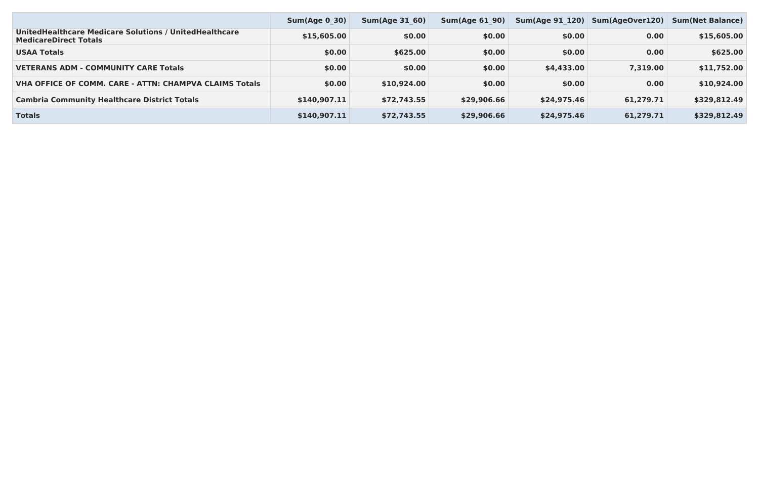| | Sum(Age 0_30) | Sum(Age 31_60) | Sum(Age 61_90) | Sum(Age 91_120) | Sum(AgeOver120) | Sum(Net Balance) |
|---|---|---|---|---|---|---|
| **UnitedHealthcare Medicare Solutions / UnitedHealthcare MedicareDirect Totals** | **$15,605.00** | **$0.00** | **$0.00** | **$0.00** | **0.00** | **$15,605.00** |
| **USAA Totals** | **$0.00** | **$625.00** | **$0.00** | **$0.00** | **0.00** | **$625.00** |
| **VETERANS ADM - COMMUNITY CARE Totals** | **$0.00** | **$0.00** | **$0.00** | **$4,433.00** | **7,319.00** | **$11,752.00** |
| **VHA OFFICE OF COMM. CARE - ATTN: CHAMPVA CLAIMS Totals** | **$0.00** | **$10,924.00** | **$0.00** | **$0.00** | **0.00** | **$10,924.00** |
| **Cambria Community Healthcare District Totals** | **$140,907.11** | **$72,743.55** | **$29,906.66** | **$24,975.46** | **61,279.71** | **$329,812.49** |
| **Totals** | **$140,907.11** | **$72,743.55** | **$29,906.66** | **$24,975.46** | **61,279.71** | **$329,812.49** |